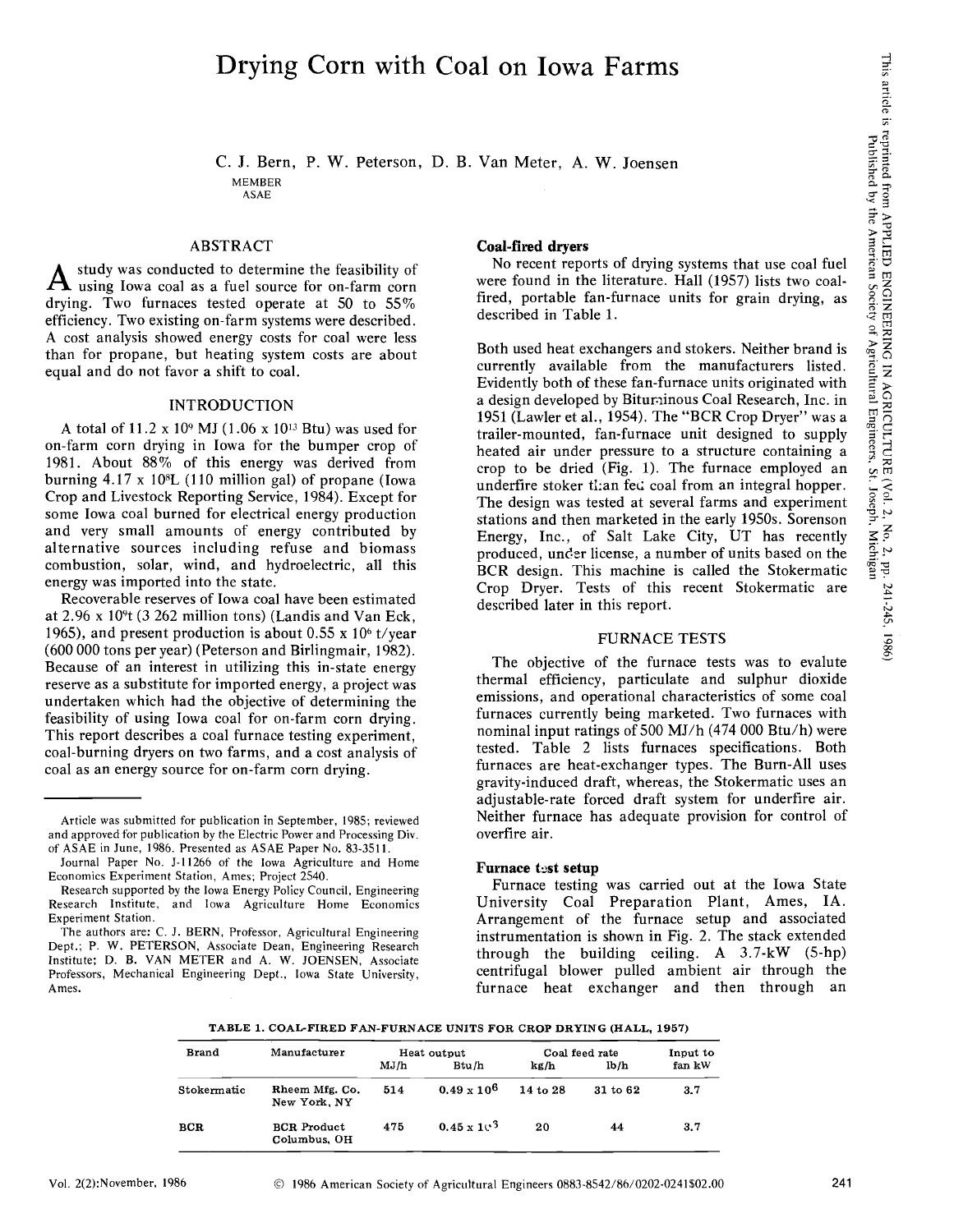# Drying Corn with Coal on Iowa Farms

C. J. Bern, P. W. Peterson, D. B. Van Meter, A. W. Joensen
MEMBER
ASAE

## ABSTRACT

A study was conducted to determine the feasibility of using Iowa coal as a fuel source for on-farm corn drying. Two furnaces tested operate at 50 to 55% efficiency. Two existing on-farm systems were described. A cost analysis showed energy costs for coal were less than for propane, but heating system costs are about equal and do not favor a shift to coal.

## INTRODUCTION

A total of 11.2 x $10^9$ MJ (1.06 x $10^{13}$ Btu) was used for on-farm corn drying in Iowa for the bumper crop of 1981. About 88% of this energy was derived from burning 4.17 x $10^8$L (110 million gal) of propane (Iowa Crop and Livestock Reporting Service, 1984). Except for some Iowa coal burned for electrical energy production and very small amounts of energy contributed by alternative sources including refuse and biomass combustion, solar, wind, and hydroelectric, all this energy was imported into the state.

Recoverable reserves of Iowa coal have been estimated at 2.96 x $10^9$t (3 262 million tons) (Landis and Van Eck, 1965), and present production is about 0.55 x $10^6$ t/year (600 000 tons per year) (Peterson and Birlingmair, 1982). Because of an interest in utilizing this in-state energy reserve as a substitute for imported energy, a project was undertaken which had the objective of determining the feasibility of using Iowa coal for on-farm corn drying. This report describes a coal furnace testing experiment, coal-burning dryers on two farms, and a cost analysis of coal as an energy source for on-farm corn drying.

---

Article was submitted for publication in September, 1985; reviewed and approved for publication by the Electric Power and Processing Div. of ASAE in June, 1986. Presented as ASAE Paper No. 83-3511.

Journal Paper No. J-11266 of the Iowa Agriculture and Home Economics Experiment Station, Ames; Project 2540.

Research supported by the Iowa Energy Policy Council, Engineering Research Institute, and Iowa Agriculture Home Economics Experiment Station.

The authors are: C. J. BERN, Professor, Agricultural Engineering Dept.; P. W. PETERSON, Associate Dean, Engineering Research Institute; D. B. VAN METER and A. W. JOENSEN, Associate Professors, Mechanical Engineering Dept., Iowa State University, Ames.

### Coal-fired dryers

No recent reports of drying systems that use coal fuel were found in the literature. Hall (1957) lists two coal-fired, portable fan-furnace units for grain drying, as described in Table 1.

Both used heat exchangers and stokers. Neither brand is currently available from the manufacturers listed. Evidently both of these fan-furnace units originated with a design developed by Bituminous Coal Research, Inc. in 1951 (Lawler et al., 1954). The "BCR Crop Dryer" was a trailer-mounted, fan-furnace unit designed to supply heated air under pressure to a structure containing a crop to be dried (Fig. 1). The furnace employed an underfire stoker than fed coal from an integral hopper. The design was tested at several farms and experiment stations and then marketed in the early 1950s. Sorenson Energy, Inc., of Salt Lake City, UT has recently produced, under license, a number of units based on the BCR design. This machine is called the Stokermatic Crop Dryer. Tests of this recent Stokermatic are described later in this report.

## FURNACE TESTS

The objective of the furnace tests was to evalute thermal efficiency, particulate and sulphur dioxide emissions, and operational characteristics of some coal furnaces currently being marketed. Two furnaces with nominal input ratings of 500 MJ/h (474 000 Btu/h) were tested. Table 2 lists furnaces specifications. Both furnaces are heat-exchanger types. The Burn-All uses gravity-induced draft, whereas, the Stokermatic uses an adjustable-rate forced draft system for underfire air. Neither furnace has adequate provision for control of overfire air.

### Furnace test setup

Furnace testing was carried out at the Iowa State University Coal Preparation Plant, Ames, IA. Arrangement of the furnace setup and associated instrumentation is shown in Fig. 2. The stack extended through the building ceiling. A 3.7-kW (5-hp) centrifugal blower pulled ambient air through the furnace heat exchanger and then through an

TABLE 1. COAL-FIRED FAN-FURNACE UNITS FOR CROP DRYING (HALL, 1957)

| Brand | Manufacturer | Heat output | | Coal feed rate | | Input to fan kW |
|---|---|---|---|---|---|---|
| | | MJ/h | Btu/h | kg/h | lb/h | |
| Stokermatic | Rheem Mfg. Co. New York, NY | 514 | 0.49 x $10^6$ | 14 to 28 | 31 to 62 | 3.7 |
| BCR | BCR Product Columbus, OH | 475 | 0.45 x $10^3$ | 20 | 44 | 3.7 |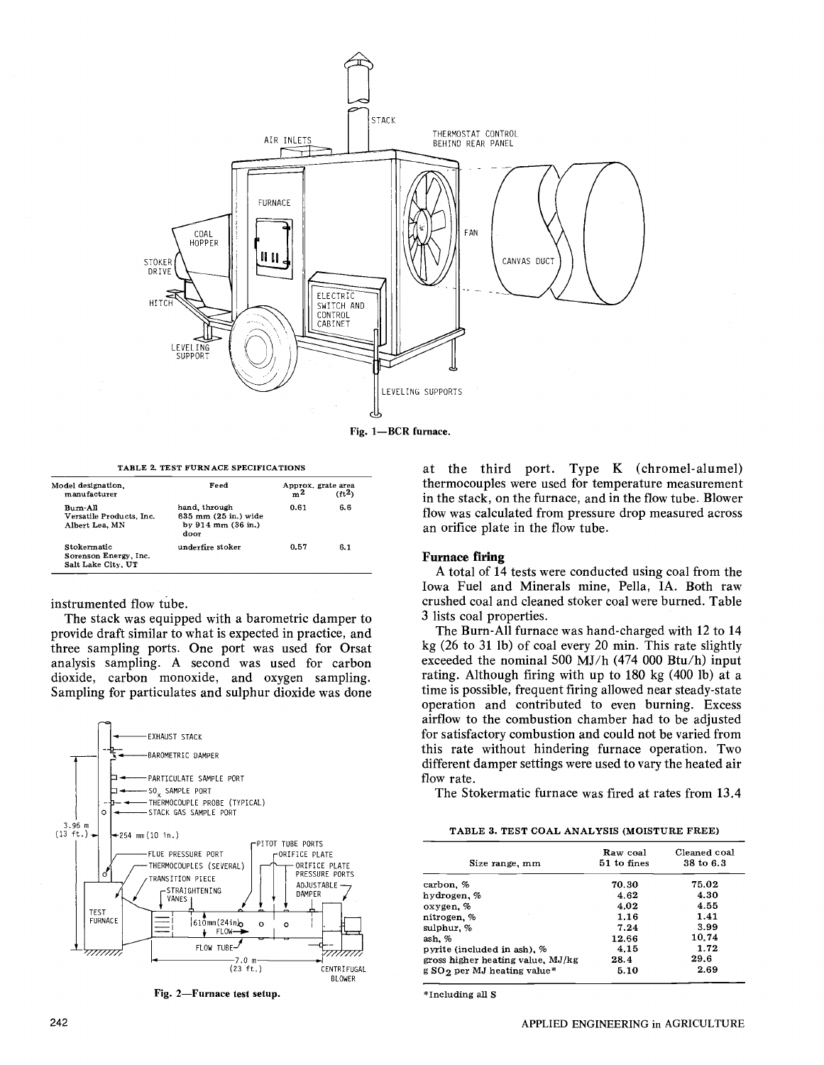STACK

AIR INLETS

THERMOSTAT CONTROL BEHIND REAR PANEL

FURNACE

COAL HOPPER

STOKER DRIVE

HITCH

LEVELING SUPPORT

ELECTRIC SWITCH AND CONTROL CABINET

FAN

CANVAS DUCT

LEVELING SUPPORTS

Fig. 1—BCR furnace.

**TABLE 2. TEST FURNACE SPECIFICATIONS**

| Model designation, manufacturer | Feed | Approx. grate area $m^2$ | ($ft^2$) |
|---|---|---|---|
| Burn-All Versatile Products, Inc. Albert Lea, MN | hand, through 635 mm (25 in.) wide by 914 mm (36 in.) door | 0.61 | 6.6 |
| Stokermatic Sorenson Energy, Inc. Salt Lake City, UT | underfire stoker | 0.57 | 6.1 |

instrumented flow tube.

The stack was equipped with a barometric damper to provide draft similar to what is expected in practice, and three sampling ports. One port was used for Orsat analysis sampling. A second was used for carbon dioxide, carbon monoxide, and oxygen sampling. Sampling for particulates and sulphur dioxide was done at the third port. Type K (chromel-alumel) thermocouples were used for temperature measurement in the stack, on the furnace, and in the flow tube. Blower flow was calculated from pressure drop measured across an orifice plate in the flow tube.

EXHAUST STACK

BAROMETRIC DAMPER

PARTICULATE SAMPLE PORT

$SO_x$ SAMPLE PORT

THERMOCOUPLE PROBE (TYPICAL)

STACK GAS SAMPLE PORT

3.96 m (13 ft.)

254 mm (10 in.)

PITOT TUBE PORTS

FLUE PRESSURE PORT

ORIFICE PLATE

THERMOCOUPLES (SEVERAL)

ORIFICE PLATE PRESSURE PORTS

TRANSITION PIECE

ADJUSTABLE DAMPER

STRAIGHTENING VANES

TEST FURNACE

610 mm (24 in)

FLOW

FLOW TUBE

7.0 m (23 ft.)

CENTRIFUGAL BLOWER

Fig. 2—Furnace test setup.

### Furnace firing

A total of 14 tests were conducted using coal from the Iowa Fuel and Minerals mine, Pella, IA. Both raw crushed coal and cleaned stoker coal were burned. Table 3 lists coal properties.

The Burn-All furnace was hand-charged with 12 to 14 kg (26 to 31 lb) of coal every 20 min. This rate slightly exceeded the nominal 500 MJ/h (474 000 Btu/h) input rating. Although firing with up to 180 kg (400 lb) at a time is possible, frequent firing allowed near steady-state operation and contributed to even burning. Excess airflow to the combustion chamber had to be adjusted for satisfactory combustion and could not be varied from this rate without hindering furnace operation. Two different damper settings were used to vary the heated air flow rate.

The Stokermatic furnace was fired at rates from 13.4

**TABLE 3. TEST COAL ANALYSIS (MOISTURE FREE)**

| Size range, mm | Raw coal 51 to fines | Cleaned coal 38 to 6.3 |
|---|---|---|
| carbon, % | 70.30 | 75.02 |
| hydrogen, % | 4.62 | 4.30 |
| oxygen, % | 4.02 | 4.55 |
| nitrogen, % | 1.16 | 1.41 |
| sulphur, % | 7.24 | 3.99 |
| ash, % | 12.66 | 10.74 |
| pyrite (included in ash), % | 4.15 | 1.72 |
| gross higher heating value, MJ/kg | 28.4 | 29.6 |
| g $SO_2$ per MJ heating value* | 5.10 | 2.69 |

*Including all S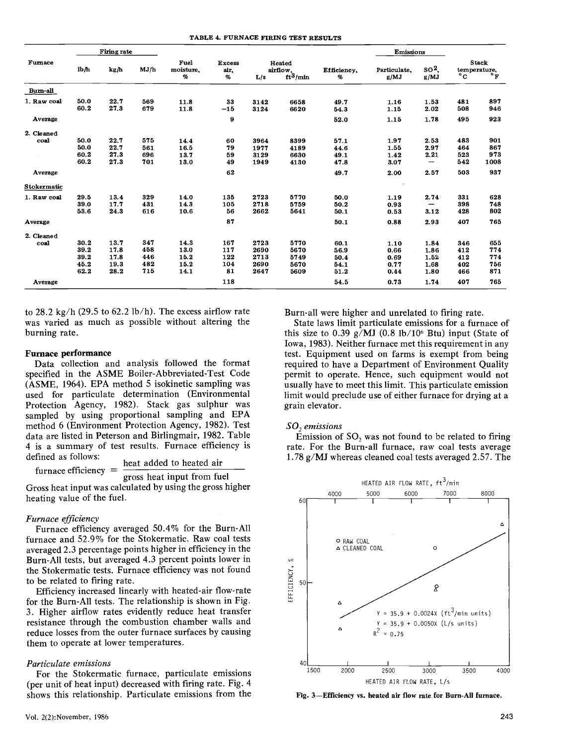**TABLE 4. FURNACE FIRING TEST RESULTS**

| Furnace | Firing rate lb/h | kg/h | MJ/h | Fuel moisture, % | Excess air, % | Heated airflow, L/s | ft³/min | Efficiency, % | Emissions Particulate, g/MJ | $SO_2$, g/MJ | Stack temperature, °C | °F |
|---|---|---|---|---|---|---|---|---|---|---|---|---|
| **Burn-all** | | | | | | | | | | | | |
| 1. Raw coal | 50.0 | 22.7 | 569 | 11.8 | 33 | 3142 | 6658 | 49.7 | 1.16 | 1.53 | 481 | 897 |
| | 60.2 | 27.3 | 679 | 11.8 | −15 | 3124 | 6620 | 54.3 | 1.15 | 2.02 | 508 | 946 |
| Average | | | | | 9 | | | 52.0 | 1.15 | 1.78 | 495 | 923 |
| 2. Cleaned coal | 50.0 | 22.7 | 575 | 14.4 | 60 | 3964 | 8399 | 57.1 | 1.97 | 2.53 | 483 | 901 |
| | 50.0 | 22.7 | 561 | 16.5 | 79 | 1977 | 4189 | 44.6 | 1.55 | 2.97 | 464 | 867 |
| | 60.2 | 27.3 | 696 | 13.7 | 59 | 3129 | 6630 | 49.1 | 1.42 | 2.21 | 523 | 973 |
| | 60.2 | 27.3 | 701 | 13.0 | 49 | 1949 | 4130 | 47.8 | 3.07 | — | 542 | 1008 |
| Average | | | | | 62 | | | 49.7 | 2.00 | 2.57 | 503 | 937 |
| **Stokermatic** | | | | | | | | | | | | |
| 1. Raw coal | 29.5 | 13.4 | 329 | 14.0 | 135 | 2723 | 5770 | 50.0 | 1.19 | 2.74 | 331 | 628 |
| | 39.0 | 17.7 | 431 | 14.3 | 105 | 2718 | 5759 | 50.2 | 0.93 | — | 398 | 748 |
| | 53.6 | 24.3 | 616 | 10.6 | 56 | 2662 | 5641 | 50.1 | 0.53 | 3.12 | 428 | 802 |
| Average | | | | | 87 | | | 50.1 | 0.88 | 2.93 | 407 | 765 |
| 2. Cleaned coal | 30.2 | 13.7 | 347 | 14.3 | 167 | 2723 | 5770 | 60.1 | 1.10 | 1.84 | 346 | 655 |
| | 39.2 | 17.8 | 458 | 13.0 | 117 | 2690 | 5670 | 56.9 | 0.66 | 1.86 | 412 | 774 |
| | 39.2 | 17.8 | 446 | 15.2 | 122 | 2713 | 5749 | 50.4 | 0.69 | 1.52 | 412 | 774 |
| | 45.2 | 19.3 | 482 | 15.2 | 104 | 2690 | 5670 | 54.1 | 0.77 | 1.68 | 402 | 756 |
| | 62.2 | 28.2 | 715 | 14.1 | 81 | 2647 | 5609 | 51.2 | 0.44 | 1.80 | 466 | 871 |
| Average | | | | | 118 | | | 54.5 | 0.73 | 1.74 | 407 | 765 |

to 28.2 kg/h (29.5 to 62.2 lb/h). The excess airflow rate was varied as much as possible without altering the burning rate.

### Furnace performance

Data collection and analysis followed the format specified in the ASME Boiler-Abbreviated-Test Code (ASME, 1964). EPA method 5 isokinetic sampling was used for particulate determination (Environmental Protection Agency, 1982). Stack gas sulphur was sampled by using proportional sampling and EPA method 6 (Environment Protection Agency, 1982). Test data are listed in Peterson and Birlingmair, 1982. Table 4 is a summary of test results. Furnace efficiency is defined as follows:

$$\text{furnace efficiency} = \frac{\text{heat added to heated air}}{\text{gross heat input from fuel}}$$

Gross heat input was calculated by using the gross higher heating value of the fuel.

#### *Furnace efficiency*

Furnace efficiency averaged 50.4% for the Burn-All furnace and 52.9% for the Stokermatic. Raw coal tests averaged 2.3 percentage points higher in efficiency in the Burn-All tests, but averaged 4.3 percent points lower in the Stokermatic tests. Furnace efficiency was not found to be related to firing rate.

Efficiency increased linearly with heated-air flow-rate for the Burn-All tests. The relationship is shown in Fig. 3. Higher airflow rates evidently reduce heat transfer resistance through the combustion chamber walls and reduce losses from the outer furnace surfaces by causing them to operate at lower temperatures.

#### *Particulate emissions*

For the Stokermatic furnace, particulate emissions (per unit of heat input) decreased with firing rate. Fig. 4 shows this relationship. Particulate emissions from the Burn-all were higher and unrelated to firing rate.

State laws limit particulate emissions for a furnace of this size to 0.39 g/MJ (0.8 lb/$10^6$ Btu) input (State of Iowa, 1983). Neither furnace met this requirement in any test. Equipment used on farms is exempt from being required to have a Department of Environment Quality permit to operate. Hence, such equipment would not usually have to meet this limit. This particulate emission limit would preclude use of either furnace for drying at a grain elevator.

#### *$SO_2$ emissions*

Emission of $SO_2$ was not found to be related to firing rate. For the Burn-all furnace, raw coal tests average 1.78 g/MJ whereas cleaned coal tests averaged 2.57. The

**Fig. 3—Efficiency vs. heated air flow rate for Burn-All furnace.**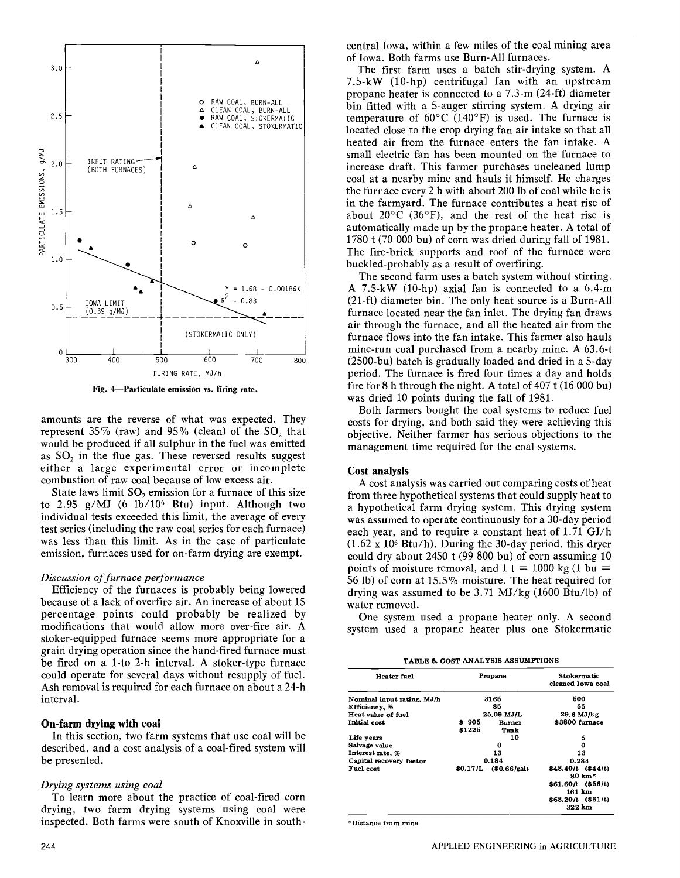3.0

2.5

2.0

1.5

1.0

0.5

0

PARTICULATE EMISSIONS, g/MJ

300 400 500 600 700 800

FIRING RATE, MJ/h

INPUT RATING (BOTH FURNACES)

○ RAW COAL, BURN-ALL
△ CLEAN COAL, BURN-ALL
● RAW COAL, STOKERMATIC
▲ CLEAN COAL, STOKERMATIC

Y = 1.68 - 0.00186X
$R^2$ = 0.83

IOWA LIMIT (0.39 g/MJ)

(STOKERMATIC ONLY)

**Fig. 4—Particulate emission vs. firing rate.**

amounts are the reverse of what was expected. They represent 35% (raw) and 95% (clean) of the $SO_2$ that would be produced if all sulphur in the fuel was emitted as $SO_2$ in the flue gas. These reversed results suggest either a large experimental error or incomplete combustion of raw coal because of low excess air.

State laws limit $SO_2$ emission for a furnace of this size to 2.95 g/MJ (6 lb/$10^6$ Btu) input. Although two individual tests exceeded this limit, the average of every test series (including the raw coal series for each furnace) was less than this limit. As in the case of particulate emission, furnaces used for on-farm drying are exempt.

### *Discussion of furnace performance*

Efficiency of the furnaces is probably being lowered because of a lack of overfire air. An increase of about 15 percentage points could probably be realized by modifications that would allow more over-fire air. A stoker-equipped furnace seems more appropriate for a grain drying operation since the hand-fired furnace must be fired on a 1-to 2-h interval. A stoker-type furnace could operate for several days without resupply of fuel. Ash removal is required for each furnace on about a 24-h interval.

## On-farm drying with coal

In this section, two farm systems that use coal will be described, and a cost analysis of a coal-fired system will be presented.

### *Drying systems using coal*

To learn more about the practice of coal-fired corn drying, two farm drying systems using coal were inspected. Both farms were south of Knoxville in south-central Iowa, within a few miles of the coal mining area of Iowa. Both farms use Burn-All furnaces.

The first farm uses a batch stir-drying system. A 7.5-kW (10-hp) centrifugal fan with an upstream propane heater is connected to a 7.3-m (24-ft) diameter bin fitted with a 5-auger stirring system. A drying air temperature of 60°C (140°F) is used. The furnace is located close to the crop drying fan air intake so that all heated air from the furnace enters the fan intake. A small electric fan has been mounted on the furnace to increase draft. This farmer purchases uncleaned lump coal at a nearby mine and hauls it himself. He charges the furnace every 2 h with about 200 lb of coal while he is in the farmyard. The furnace contributes a heat rise of about 20°C (36°F), and the rest of the heat rise is automatically made up by the propane heater. A total of 1780 t (70 000 bu) of corn was dried during fall of 1981. The fire-brick supports and roof of the furnace were buckled-probably as a result of overfiring.

The second farm uses a batch system without stirring. A 7.5-kW (10-hp) axial fan is connected to a 6.4-m (21-ft) diameter bin. The only heat source is a Burn-All furnace located near the fan inlet. The drying fan draws air through the furnace, and all the heated air from the furnace flows into the fan intake. This farmer also hauls mine-run coal purchased from a nearby mine. A 63.6-t (2500-bu) batch is gradually loaded and dried in a 5-day period. The furnace is fired four times a day and holds fire for 8 h through the night. A total of 407 t (16 000 bu) was dried 10 points during the fall of 1981.

Both farmers bought the coal systems to reduce fuel costs for drying, and both said they were achieving this objective. Neither farmer has serious objections to the management time required for the coal systems.

### Cost analysis

A cost analysis was carried out comparing costs of heat from three hypothetical systems that could supply heat to a hypothetical farm drying system. This drying system was assumed to operate continuously for a 30-day period each year, and to require a constant heat of 1.71 GJ/h (1.62 x $10^6$ Btu/h). During the 30-day period, this dryer could dry about 2450 t (99 800 bu) of corn assuming 10 points of moisture removal, and 1 t = 1000 kg (1 bu = 56 lb) of corn at 15.5% moisture. The heat required for drying was assumed to be 3.71 MJ/kg (1600 Btu/lb) of water removed.

One system used a propane heater only. A second system used a propane heater plus one Stokermatic

**TABLE 5. COST ANALYSIS ASSUMPTIONS**

| Heater fuel | Propane | Stokermatic cleaned Iowa coal |
|---|---|---|
| Nominal input rating, MJ/h | 3165 | 500 |
| Efficiency, % | 85 | 55 |
| Heat value of fuel | 25.09 MJ/L | 29.6 MJ/kg |
| Initial cost | \$ 905 Burner<br>\$1225 Tank | \$3800 furnace |
| Life years | 10 | 5 |
| Salvage value | 0 | 0 |
| Interest rate, % | 13 | 13 |
| Capital recovery factor | 0.184 | 0.284 |
| Fuel cost | \$0.17/L (\$0.66/gal) | \$48.40/t (\$44/t) 80 km*<br>\$61.60/t (\$56/t) 161 km<br>\$68.20/t (\$61/t) 322 km |

*Distance from mine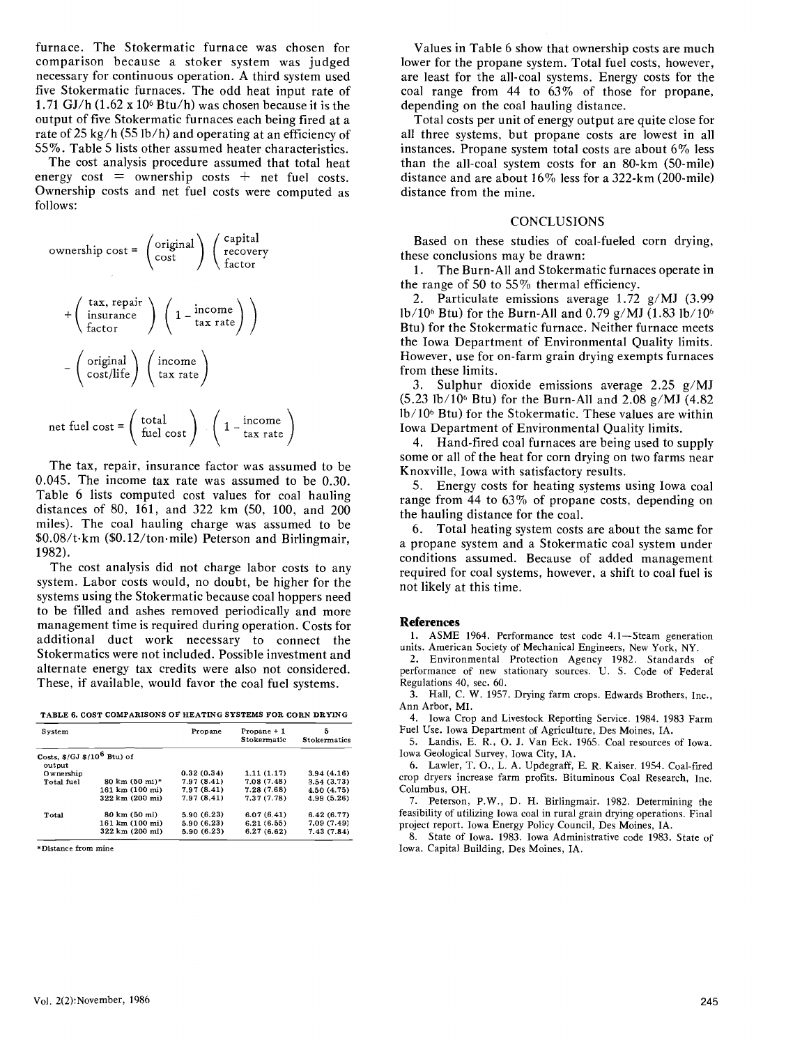furnace. The Stokermatic furnace was chosen for comparison because a stoker system was judged necessary for continuous operation. A third system used five Stokermatic furnaces. The odd heat input rate of 1.71 GJ/h ($1.62 \times 10^6$ Btu/h) was chosen because it is the output of five Stokermatic furnaces each being fired at a rate of 25 kg/h (55 lb/h) and operating at an efficiency of 55%. Table 5 lists other assumed heater characteristics.

The cost analysis procedure assumed that total heat energy cost = ownership costs + net fuel costs. Ownership costs and net fuel costs were computed as follows:

$$\text{ownership cost} = \left(\begin{array}{c}\text{original}\\\text{cost}\end{array}\right)\left(\begin{array}{c}\text{capital}\\\text{recovery}\\\text{factor}\end{array}\right) + \left(\left(\begin{array}{c}\text{tax, repair}\\\text{insurance}\\\text{factor}\end{array}\right)\left(1-\begin{array}{c}\text{income}\\\text{tax rate}\end{array}\right)\right) - \left(\begin{array}{c}\text{original}\\\text{cost/life}\end{array}\right)\left(\begin{array}{c}\text{income}\\\text{tax rate}\end{array}\right)$$

$$\text{net fuel cost} = \left(\begin{array}{c}\text{total}\\\text{fuel cost}\end{array}\right)\left(1-\begin{array}{c}\text{income}\\\text{tax rate}\end{array}\right)$$

The tax, repair, insurance factor was assumed to be 0.045. The income tax rate was assumed to be 0.30. Table 6 lists computed cost values for coal hauling distances of 80, 161, and 322 km (50, 100, and 200 miles). The coal hauling charge was assumed to be \$0.08/t·km (\$0.12/ton·mile) Peterson and Birlingmair, 1982).

The cost analysis did not charge labor costs to any system. Labor costs would, no doubt, be higher for the systems using the Stokermatic because coal hoppers need to be filled and ashes removed periodically and more management time is required during operation. Costs for additional duct work necessary to connect the Stokermatics were not included. Possible investment and alternate energy tax credits were also not considered. These, if available, would favor the coal fuel systems.

TABLE 6. COST COMPARISONS OF HEATING SYSTEMS FOR CORN DRYING

| System | | Propane | Propane + 1 Stokermatic | 5 Stokermatics |
|---|---|---|---|---|
| Costs, \$/GJ \$/10⁶ Btu) of output | | | | |
| Ownership | | 0.32 (0.34) | 1.11 (1.17) | 3.94 (4.16) |
| Total fuel | 80 km (50 mi)* | 7.97 (8.41) | 7.08 (7.48) | 3.54 (3.73) |
| | 161 km (100 mi) | 7.97 (8.41) | 7.28 (7.68) | 4.50 (4.75) |
| | 322 km (200 mi) | 7.97 (8.41) | 7.37 (7.78) | 4.99 (5.26) |
| Total | 80 km (50 mi) | 5.90 (6.23) | 6.07 (6.41) | 6.42 (6.77) |
| | 161 km (100 mi) | 5.90 (6.23) | 6.21 (6.55) | 7.09 (7.49) |
| | 322 km (200 mi) | 5.90 (6.23) | 6.27 (6.62) | 7.43 (7.84) |

*Distance from mine

Values in Table 6 show that ownership costs are much lower for the propane system. Total fuel costs, however, are least for the all-coal systems. Energy costs for the coal range from 44 to 63% of those for propane, depending on the coal hauling distance.

Total costs per unit of energy output are quite close for all three systems, but propane costs are lowest in all instances. Propane system total costs are about 6% less than the all-coal system costs for an 80-km (50-mile) distance and are about 16% less for a 322-km (200-mile) distance from the mine.

## CONCLUSIONS

Based on these studies of coal-fueled corn drying, these conclusions may be drawn:

1. The Burn-All and Stokermatic furnaces operate in the range of 50 to 55% thermal efficiency.
2. Particulate emissions average 1.72 g/MJ (3.99 lb/$10^6$ Btu) for the Burn-All and 0.79 g/MJ (1.83 lb/$10^6$ Btu) for the Stokermatic furnace. Neither furnace meets the Iowa Department of Environmental Quality limits. However, use for on-farm grain drying exempts furnaces from these limits.
3. Sulphur dioxide emissions average 2.25 g/MJ (5.23 lb/$10^6$ Btu) for the Burn-All and 2.08 g/MJ (4.82 lb/$10^6$ Btu) for the Stokermatic. These values are within Iowa Department of Environmental Quality limits.
4. Hand-fired coal furnaces are being used to supply some or all of the heat for corn drying on two farms near Knoxville, Iowa with satisfactory results.
5. Energy costs for heating systems using Iowa coal range from 44 to 63% of propane costs, depending on the hauling distance for the coal.
6. Total heating system costs are about the same for a propane system and a Stokermatic coal system under conditions assumed. Because of added management required for coal systems, however, a shift to coal fuel is not likely at this time.

### References

1. ASME 1964. Performance test code 4.1—Steam generation units. American Society of Mechanical Engineers, New York, NY.
2. Environmental Protection Agency 1982. Standards of performance of new stationary sources. U. S. Code of Federal Regulations 40, sec. 60.
3. Hall, C. W. 1957. Drying farm crops. Edwards Brothers, Inc., Ann Arbor, MI.
4. Iowa Crop and Livestock Reporting Service. 1984. 1983 Farm Fuel Use. Iowa Department of Agriculture, Des Moines, IA.
5. Landis, E. R., O. J. Van Eck. 1965. Coal resources of Iowa. Iowa Geological Survey, Iowa City, IA.
6. Lawler, T. O., L. A. Updegraff, E. R. Kaiser. 1954. Coal-fired crop dryers increase farm profits. Bituminous Coal Research, Inc. Columbus, OH.
7. Peterson, P.W., D. H. Birlingmair. 1982. Determining the feasibility of utilizing Iowa coal in rural grain drying operations. Final project report. Iowa Energy Policy Council, Des Moines, IA.
8. State of Iowa. 1983. Iowa Administrative code 1983. State of Iowa. Capital Building, Des Moines, IA.